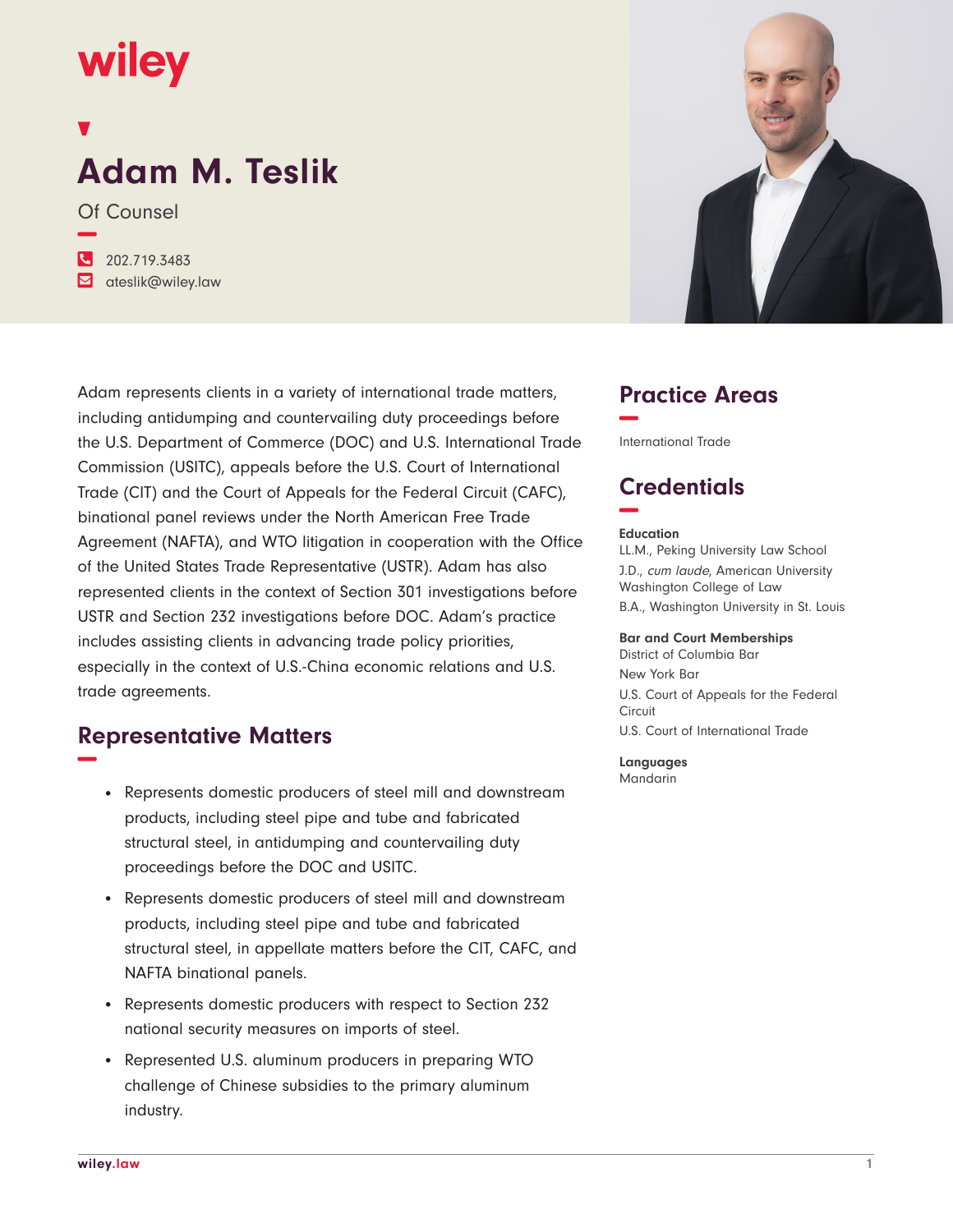wiley

# Adam M. Teslik

Of Counsel

202.719.3483
ateslik@wiley.law

Adam represents clients in a variety of international trade matters, including antidumping and countervailing duty proceedings before the U.S. Department of Commerce (DOC) and U.S. International Trade Commission (USITC), appeals before the U.S. Court of International Trade (CIT) and the Court of Appeals for the Federal Circuit (CAFC), binational panel reviews under the North American Free Trade Agreement (NAFTA), and WTO litigation in cooperation with the Office of the United States Trade Representative (USTR). Adam has also represented clients in the context of Section 301 investigations before USTR and Section 232 investigations before DOC. Adam's practice includes assisting clients in advancing trade policy priorities, especially in the context of U.S.-China economic relations and U.S. trade agreements.

## Representative Matters

- Represents domestic producers of steel mill and downstream products, including steel pipe and tube and fabricated structural steel, in antidumping and countervailing duty proceedings before the DOC and USITC.
- Represents domestic producers of steel mill and downstream products, including steel pipe and tube and fabricated structural steel, in appellate matters before the CIT, CAFC, and NAFTA binational panels.
- Represents domestic producers with respect to Section 232 national security measures on imports of steel.
- Represented U.S. aluminum producers in preparing WTO challenge of Chinese subsidies to the primary aluminum industry.

## Practice Areas

International Trade

## Credentials

**Education**

LL.M., Peking University Law School
J.D., *cum laude*, American University Washington College of Law
B.A., Washington University in St. Louis

**Bar and Court Memberships**

District of Columbia Bar
New York Bar
U.S. Court of Appeals for the Federal Circuit
U.S. Court of International Trade

**Languages**

Mandarin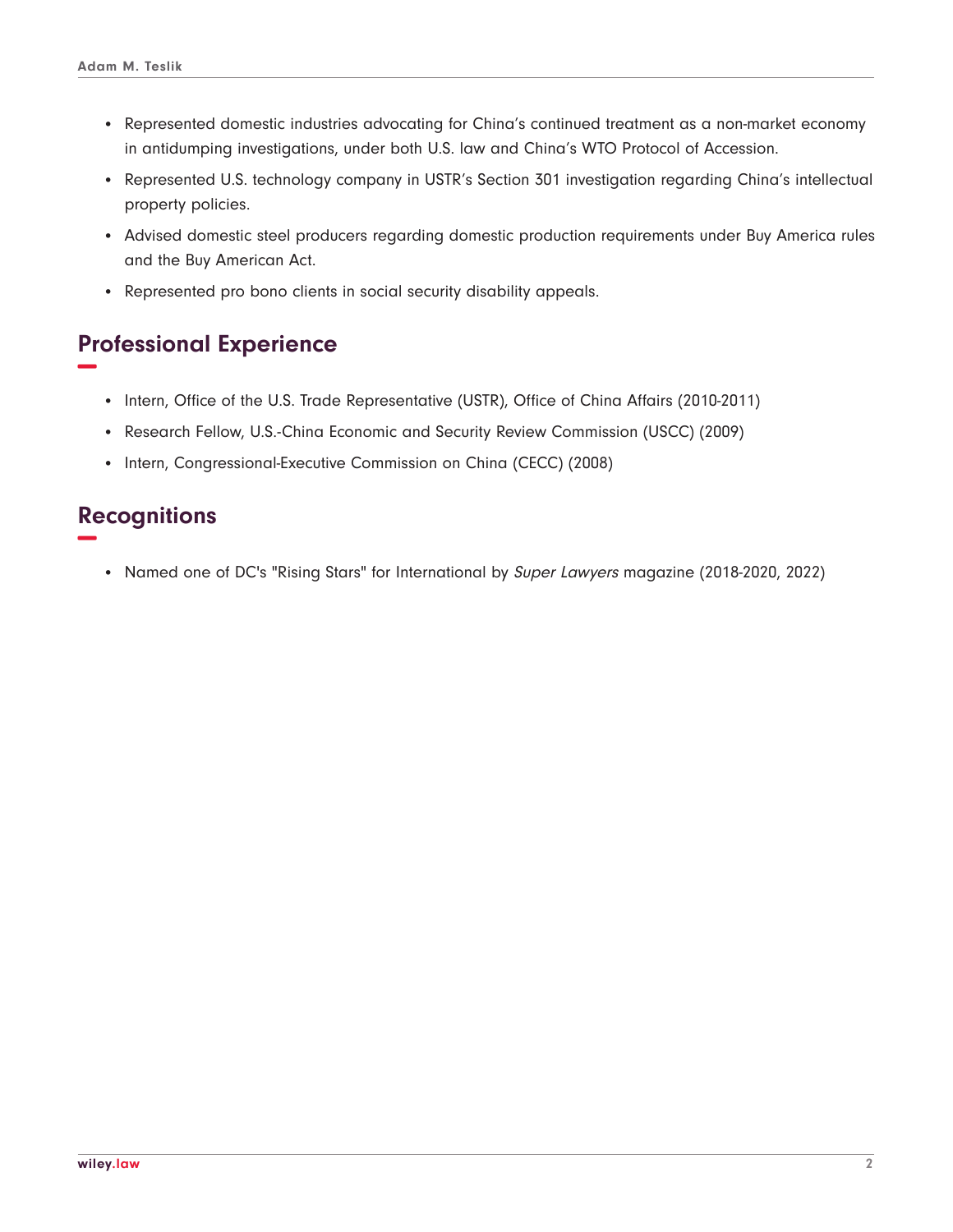- Represented domestic industries advocating for China's continued treatment as a non-market economy in antidumping investigations, under both U.S. law and China's WTO Protocol of Accession.
- Represented U.S. technology company in USTR's Section 301 investigation regarding China's intellectual property policies.
- Advised domestic steel producers regarding domestic production requirements under Buy America rules and the Buy American Act.
- Represented pro bono clients in social security disability appeals.

## Professional Experience

- Intern, Office of the U.S. Trade Representative (USTR), Office of China Affairs (2010-2011)
- Research Fellow, U.S.-China Economic and Security Review Commission (USCC) (2009)
- Intern, Congressional-Executive Commission on China (CECC) (2008)

## Recognitions

- Named one of DC's "Rising Stars" for International by *Super Lawyers* magazine (2018-2020, 2022)